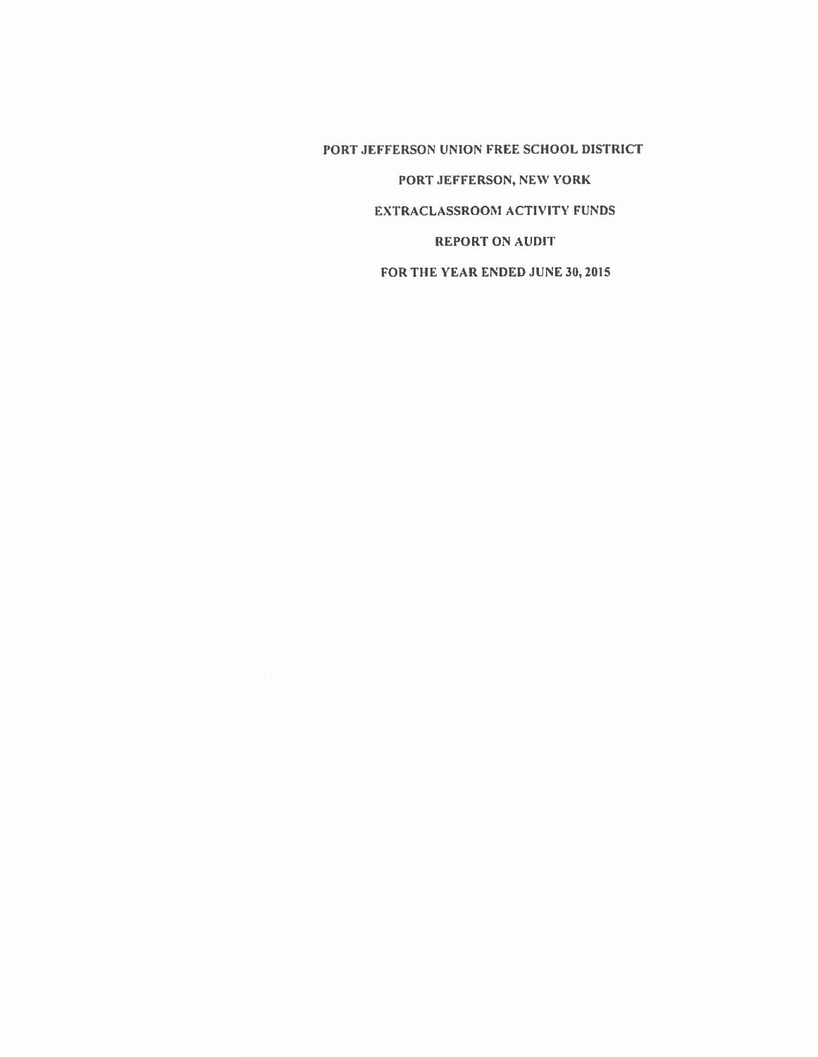# PORT JEFFERSON UNION FREE SCHOOL DISTRICT

## PORT JEFFERSON, NEW YORK

## EXTRACLASSROOM ACTIVITY FUNDS

## REPORT ON AUDIT

## FOR THE YEAR ENDED JUNE 30, 2015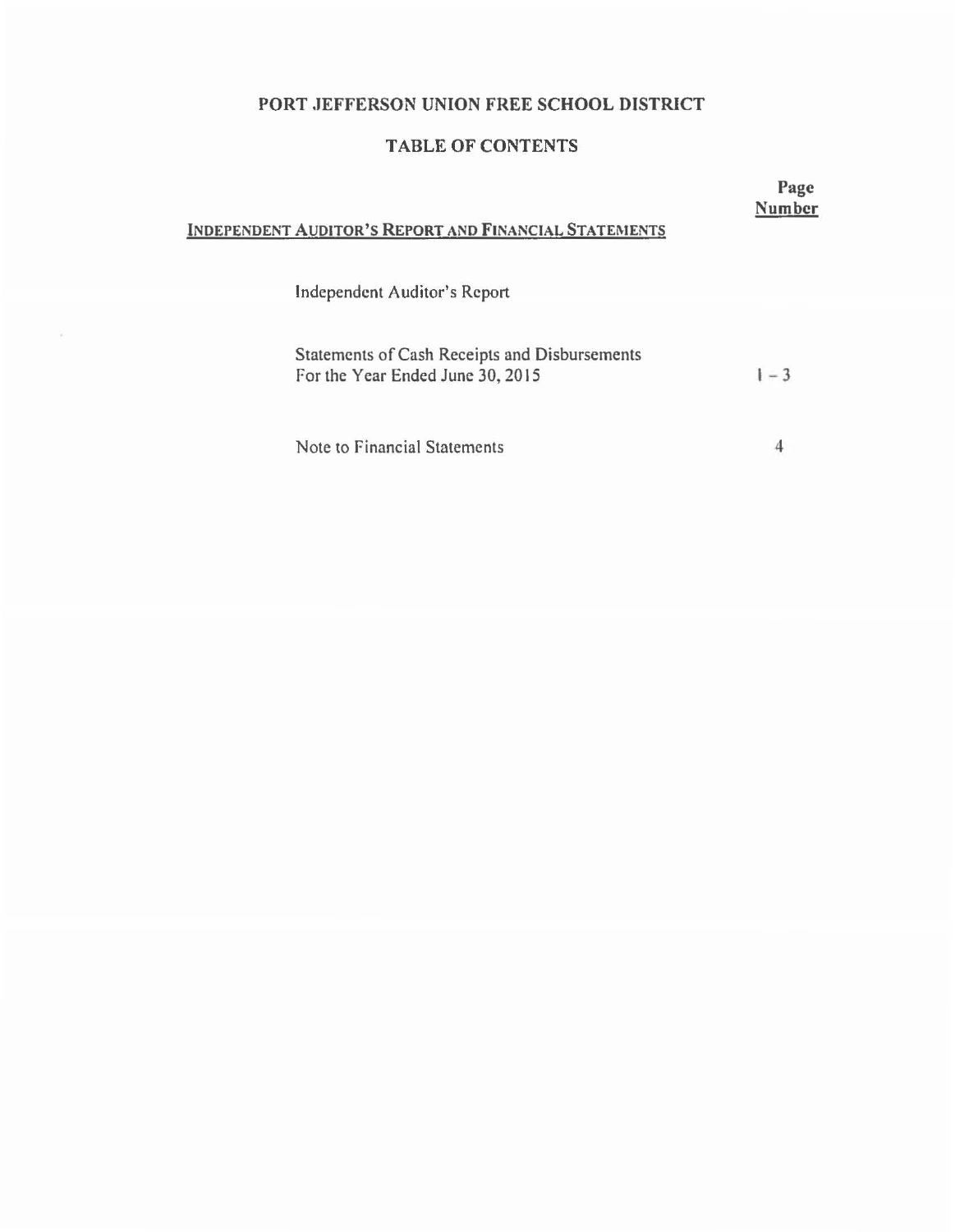# PORT JEFFERSON UNION FREE SCHOOL DISTRICT

## TABLE OF CONTENTS

| | Page Number |
|---|---|
| **INDEPENDENT AUDITOR'S REPORT AND FINANCIAL STATEMENTS** | |
| Independent Auditor's Report | |
| Statements of Cash Receipts and Disbursements For the Year Ended June 30, 2015 | 1 – 3 |
| Note to Financial Statements | 4 |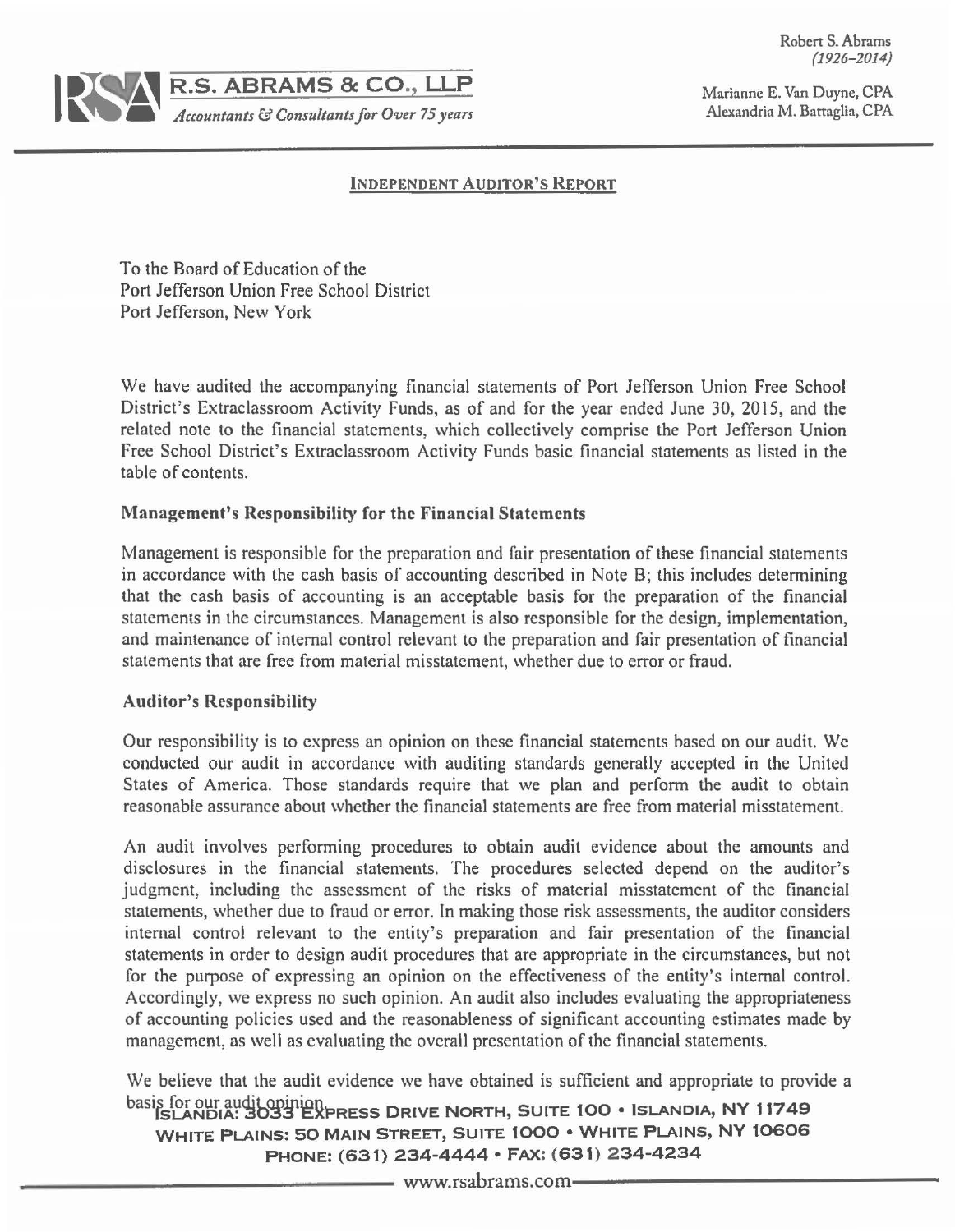Robert S. Abrams
*(1926–2014)*

**R.S. ABRAMS & CO., LLP**
*Accountants & Consultants for Over 75 years*

Marianne E. Van Duyne, CPA
Alexandria M. Battaglia, CPA

## INDEPENDENT AUDITOR'S REPORT

To the Board of Education of the
Port Jefferson Union Free School District
Port Jefferson, New York

We have audited the accompanying financial statements of Port Jefferson Union Free School District's Extraclassroom Activity Funds, as of and for the year ended June 30, 2015, and the related note to the financial statements, which collectively comprise the Port Jefferson Union Free School District's Extraclassroom Activity Funds basic financial statements as listed in the table of contents.

### Management's Responsibility for the Financial Statements

Management is responsible for the preparation and fair presentation of these financial statements in accordance with the cash basis of accounting described in Note B; this includes determining that the cash basis of accounting is an acceptable basis for the preparation of the financial statements in the circumstances. Management is also responsible for the design, implementation, and maintenance of internal control relevant to the preparation and fair presentation of financial statements that are free from material misstatement, whether due to error or fraud.

### Auditor's Responsibility

Our responsibility is to express an opinion on these financial statements based on our audit. We conducted our audit in accordance with auditing standards generally accepted in the United States of America. Those standards require that we plan and perform the audit to obtain reasonable assurance about whether the financial statements are free from material misstatement.

An audit involves performing procedures to obtain audit evidence about the amounts and disclosures in the financial statements. The procedures selected depend on the auditor's judgment, including the assessment of the risks of material misstatement of the financial statements, whether due to fraud or error. In making those risk assessments, the auditor considers internal control relevant to the entity's preparation and fair presentation of the financial statements in order to design audit procedures that are appropriate in the circumstances, but not for the purpose of expressing an opinion on the effectiveness of the entity's internal control. Accordingly, we express no such opinion. An audit also includes evaluating the appropriateness of accounting policies used and the reasonableness of significant accounting estimates made by management, as well as evaluating the overall presentation of the financial statements.

We believe that the audit evidence we have obtained is sufficient and appropriate to provide a basis for our audit opinion.

ISLANDIA: 3033 EXPRESS DRIVE NORTH, SUITE 100 • ISLANDIA, NY 11749
WHITE PLAINS: 50 MAIN STREET, SUITE 1000 • WHITE PLAINS, NY 10606
PHONE: (631) 234-4444 • FAX: (631) 234-4234
www.rsabrams.com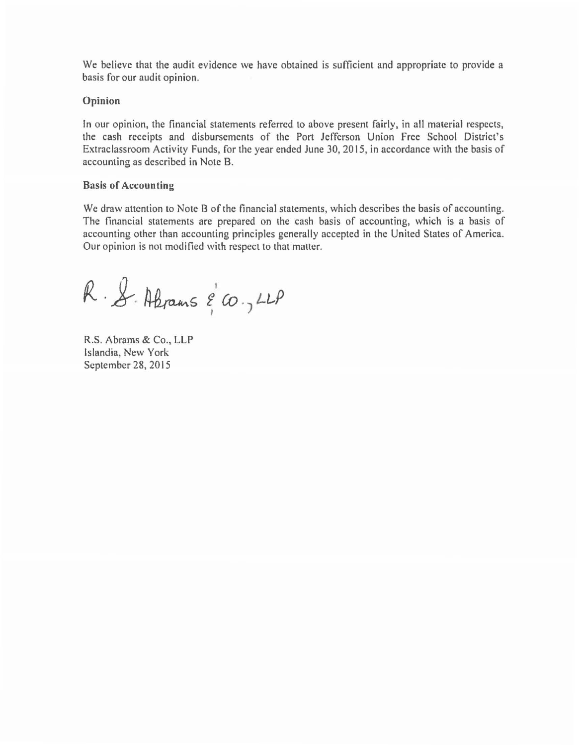We believe that the audit evidence we have obtained is sufficient and appropriate to provide a basis for our audit opinion.

### Opinion

In our opinion, the financial statements referred to above present fairly, in all material respects, the cash receipts and disbursements of the Port Jefferson Union Free School District's Extraclassroom Activity Funds, for the year ended June 30, 2015, in accordance with the basis of accounting as described in Note B.

### Basis of Accounting

We draw attention to Note B of the financial statements, which describes the basis of accounting. The financial statements are prepared on the cash basis of accounting, which is a basis of accounting other than accounting principles generally accepted in the United States of America. Our opinion is not modified with respect to that matter.

R. S. Abrams & Co., LLP

R.S. Abrams & Co., LLP
Islandia, New York
September 28, 2015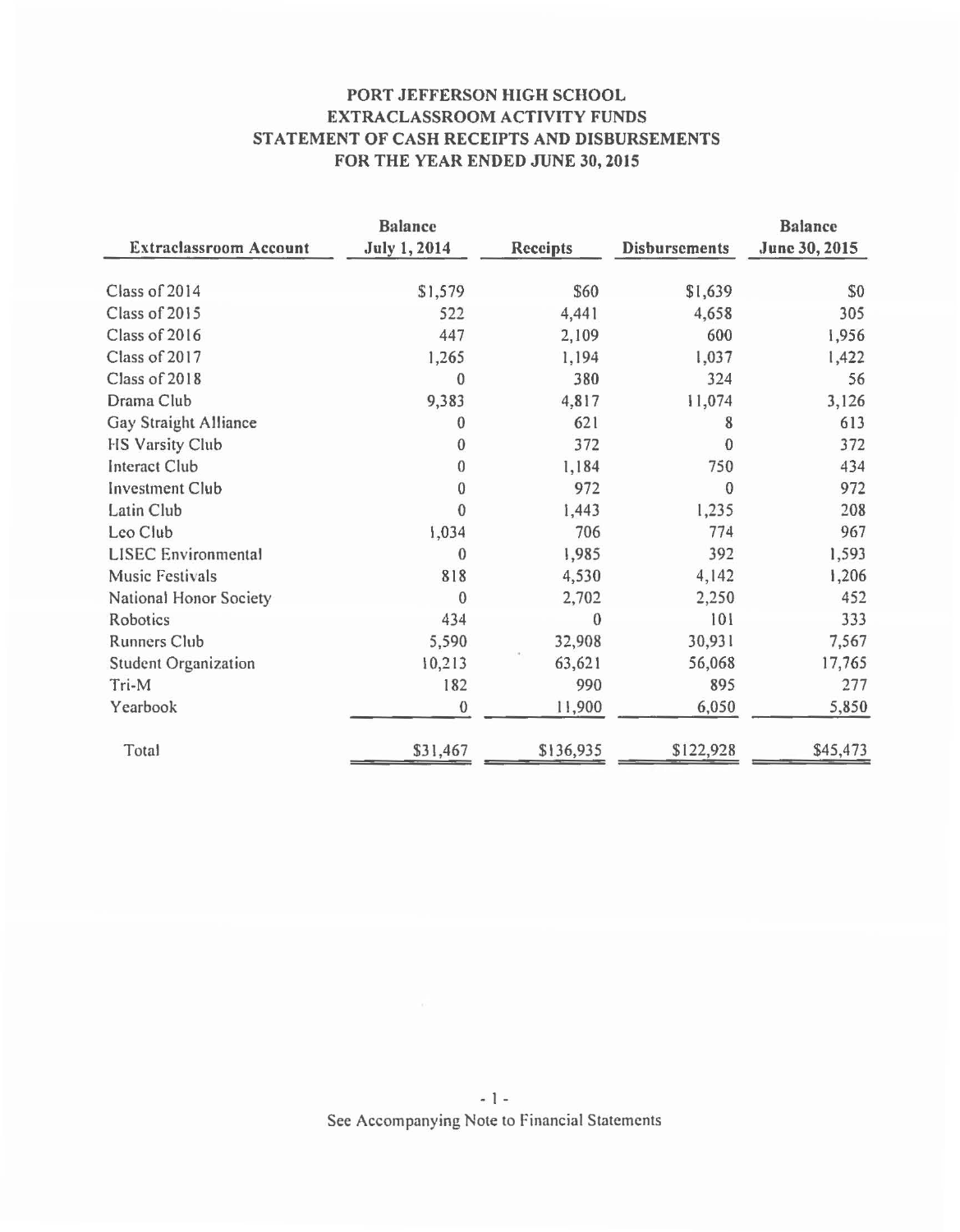# PORT JEFFERSON HIGH SCHOOL
## EXTRACLASSROOM ACTIVITY FUNDS
## STATEMENT OF CASH RECEIPTS AND DISBURSEMENTS
## FOR THE YEAR ENDED JUNE 30, 2015

| Extraclassroom Account | Balance July 1, 2014 | Receipts | Disbursements | Balance June 30, 2015 |
|---|---|---|---|---|
| Class of 2014 | $1,579 | $60 | $1,639 | $0 |
| Class of 2015 | 522 | 4,441 | 4,658 | 305 |
| Class of 2016 | 447 | 2,109 | 600 | 1,956 |
| Class of 2017 | 1,265 | 1,194 | 1,037 | 1,422 |
| Class of 2018 | 0 | 380 | 324 | 56 |
| Drama Club | 9,383 | 4,817 | 11,074 | 3,126 |
| Gay Straight Alliance | 0 | 621 | 8 | 613 |
| HS Varsity Club | 0 | 372 | 0 | 372 |
| Interact Club | 0 | 1,184 | 750 | 434 |
| Investment Club | 0 | 972 | 0 | 972 |
| Latin Club | 0 | 1,443 | 1,235 | 208 |
| Leo Club | 1,034 | 706 | 774 | 967 |
| LISEC Environmental | 0 | 1,985 | 392 | 1,593 |
| Music Festivals | 818 | 4,530 | 4,142 | 1,206 |
| National Honor Society | 0 | 2,702 | 2,250 | 452 |
| Robotics | 434 | 0 | 101 | 333 |
| Runners Club | 5,590 | 32,908 | 30,931 | 7,567 |
| Student Organization | 10,213 | 63,621 | 56,068 | 17,765 |
| Tri-M | 182 | 990 | 895 | 277 |
| Yearbook | 0 | 11,900 | 6,050 | 5,850 |
| Total | $31,467 | $136,935 | $122,928 | $45,473 |

See Accompanying Note to Financial Statements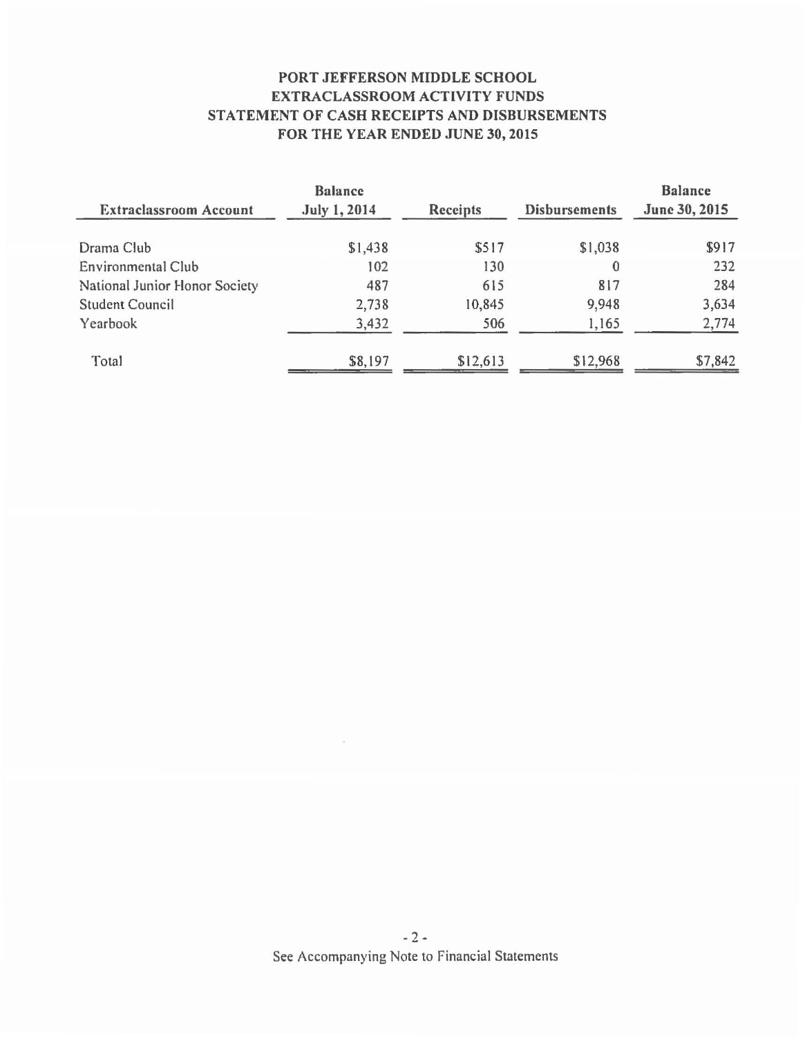# PORT JEFFERSON MIDDLE SCHOOL
## EXTRACLASSROOM ACTIVITY FUNDS
## STATEMENT OF CASH RECEIPTS AND DISBURSEMENTS
## FOR THE YEAR ENDED JUNE 30, 2015

| Extraclassroom Account | Balance July 1, 2014 | Receipts | Disbursements | Balance June 30, 2015 |
|---|---|---|---|---|
| Drama Club | $1,438 | $517 | $1,038 | $917 |
| Environmental Club | 102 | 130 | 0 | 232 |
| National Junior Honor Society | 487 | 615 | 817 | 284 |
| Student Council | 2,738 | 10,845 | 9,948 | 3,634 |
| Yearbook | 3,432 | 506 | 1,165 | 2,774 |
| Total | $8,197 | $12,613 | $12,968 | $7,842 |

See Accompanying Note to Financial Statements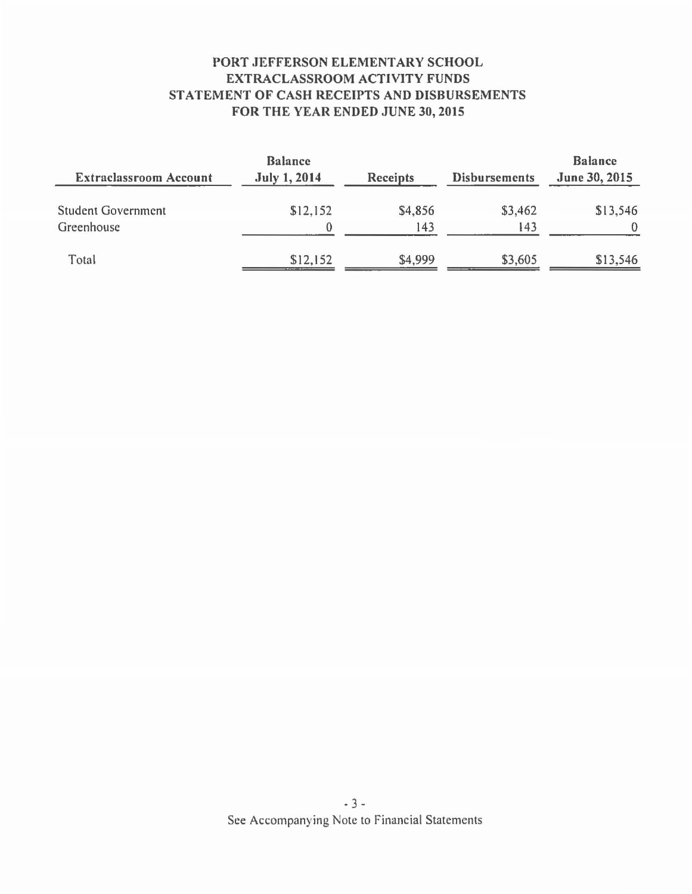# PORT JEFFERSON ELEMENTARY SCHOOL
## EXTRACLASSROOM ACTIVITY FUNDS
## STATEMENT OF CASH RECEIPTS AND DISBURSEMENTS
## FOR THE YEAR ENDED JUNE 30, 2015

| Extraclassroom Account | Balance July 1, 2014 | Receipts | Disbursements | Balance June 30, 2015 |
|---|---|---|---|---|
| Student Government | $12,152 | $4,856 | $3,462 | $13,546 |
| Greenhouse | 0 | 143 | 143 | 0 |
| Total | $12,152 | $4,999 | $3,605 | $13,546 |

See Accompanying Note to Financial Statements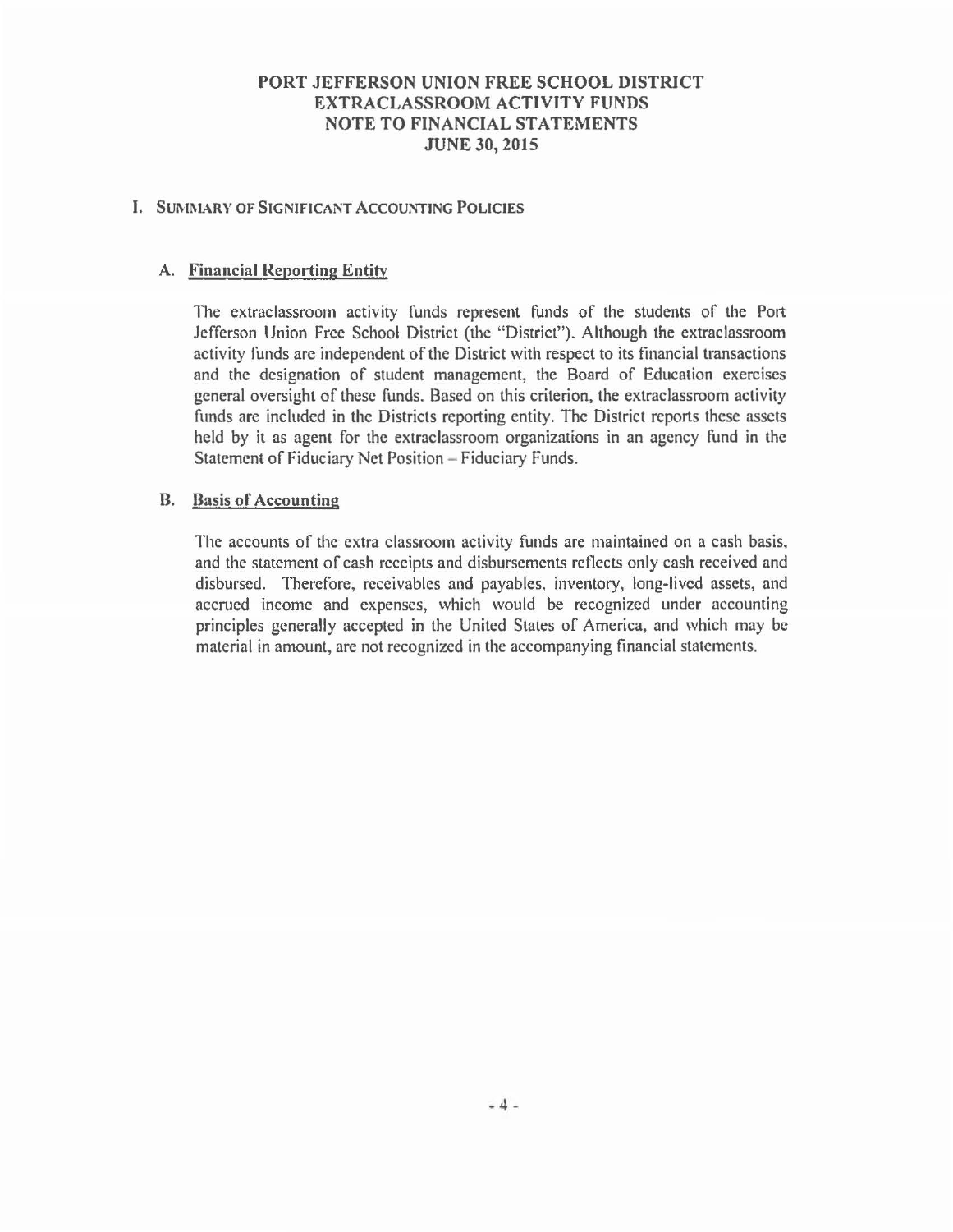# PORT JEFFERSON UNION FREE SCHOOL DISTRICT
# EXTRACLASSROOM ACTIVITY FUNDS
# NOTE TO FINANCIAL STATEMENTS
# JUNE 30, 2015

## I. SUMMARY OF SIGNIFICANT ACCOUNTING POLICIES

### A. Financial Reporting Entity

The extraclassroom activity funds represent funds of the students of the Port Jefferson Union Free School District (the "District"). Although the extraclassroom activity funds are independent of the District with respect to its financial transactions and the designation of student management, the Board of Education exercises general oversight of these funds. Based on this criterion, the extraclassroom activity funds are included in the Districts reporting entity. The District reports these assets held by it as agent for the extraclassroom organizations in an agency fund in the Statement of Fiduciary Net Position – Fiduciary Funds.

### B. Basis of Accounting

The accounts of the extra classroom activity funds are maintained on a cash basis, and the statement of cash receipts and disbursements reflects only cash received and disbursed. Therefore, receivables and payables, inventory, long-lived assets, and accrued income and expenses, which would be recognized under accounting principles generally accepted in the United States of America, and which may be material in amount, are not recognized in the accompanying financial statements.